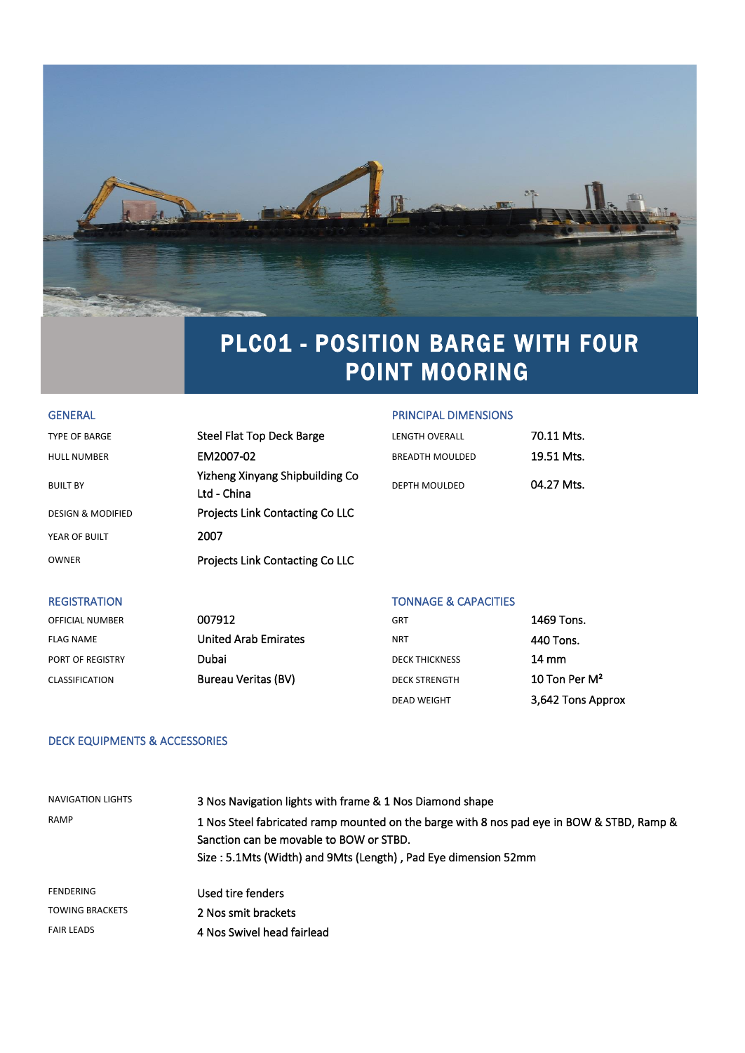# PLC01 - POSITION BARGE WITH FOUR POINT MOORING

## GENERAL

| | |
|---|---|
| TYPE OF BARGE | Steel Flat Top Deck Barge |
| HULL NUMBER | EM2007-02 |
| BUILT BY | Yizheng Xinyang Shipbuilding Co Ltd - China |
| DESIGN & MODIFIED | Projects Link Contacting Co LLC |
| YEAR OF BUILT | 2007 |
| OWNER | Projects Link Contacting Co LLC |

## PRINCIPAL DIMENSIONS

| | |
|---|---|
| LENGTH OVERALL | 70.11 Mts. |
| BREADTH MOULDED | 19.51 Mts. |
| DEPTH MOULDED | 04.27 Mts. |

## REGISTRATION

| | |
|---|---|
| OFFICIAL NUMBER | 007912 |
| FLAG NAME | United Arab Emirates |
| PORT OF REGISTRY | Dubai |
| CLASSIFICATION | Bureau Veritas (BV) |

## TONNAGE & CAPACITIES

| | |
|---|---|
| GRT | 1469 Tons. |
| NRT | 440 Tons. |
| DECK THICKNESS | 14 mm |
| DECK STRENGTH | 10 Ton Per M² |
| DEAD WEIGHT | 3,642 Tons Approx |

## DECK EQUIPMENTS & ACCESSORIES

| | |
|---|---|
| NAVIGATION LIGHTS | 3 Nos Navigation lights with frame & 1 Nos Diamond shape |
| RAMP | 1 Nos Steel fabricated ramp mounted on the barge with 8 nos pad eye in BOW & STBD, Ramp & Sanction can be movable to BOW or STBD.<br>Size : 5.1Mts (Width) and 9Mts (Length) , Pad Eye dimension 52mm |
| FENDERING | Used tire fenders |
| TOWING BRACKETS | 2 Nos smit brackets |
| FAIR LEADS | 4 Nos Swivel head fairlead |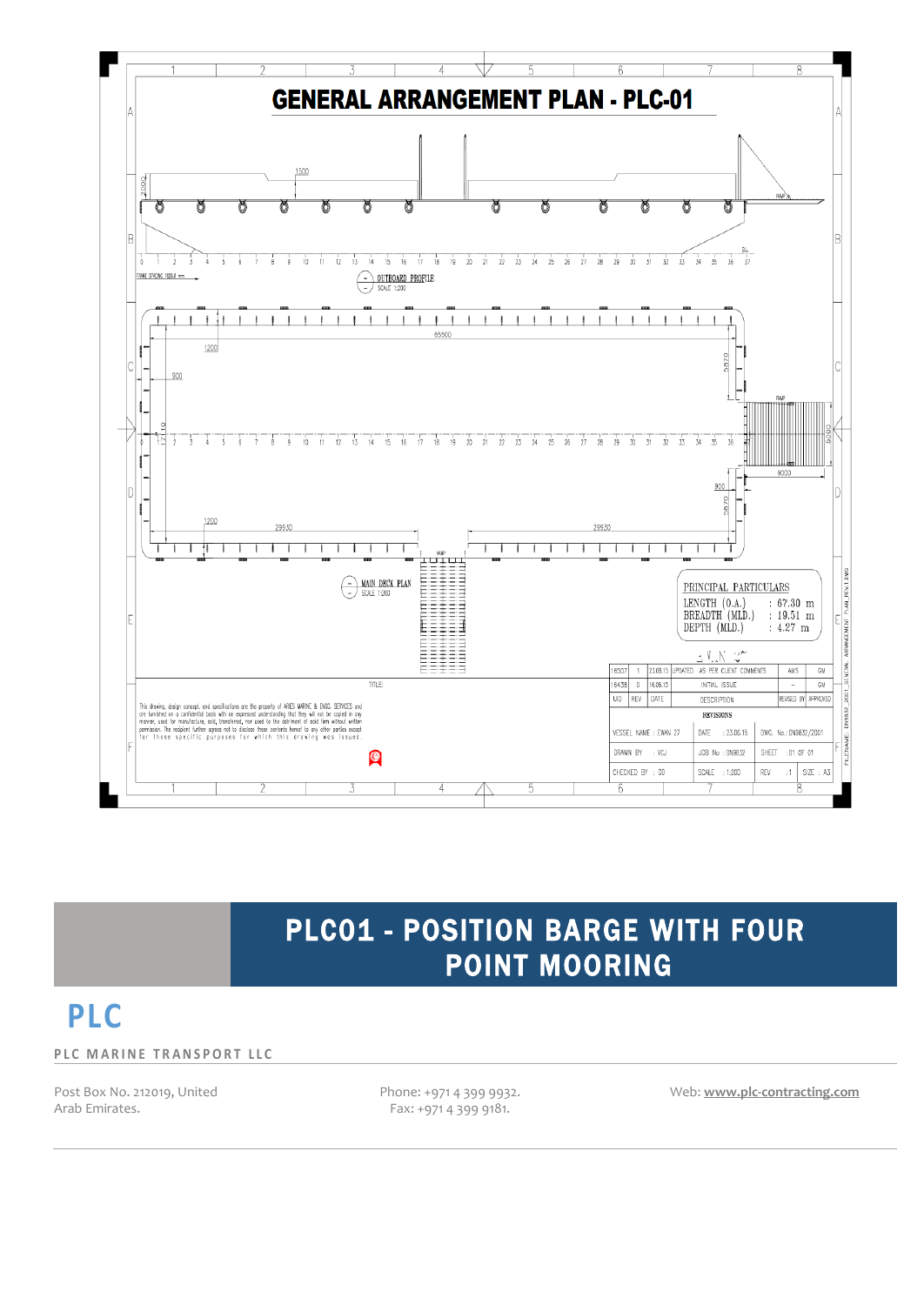# GENERAL ARRANGEMENT PLAN - PLC-01

OUTBOARD PROFILE
SCALE 1:200

MAIN DECK PLAN
SCALE 1:200

PRINCIPAL PARTICULARS

| | |
|---|---|
| LENGTH (O.A.) | : 67.30 m |
| BREADTH (MLD.) | : 19.51 m |
| DEPTH (MLD.) | : 4.27 m |

| UID | REV | DATE | DESCRIPTION | REVISED BY | APPROVED |
|---|---|---|---|---|---|
| 16507 | 1 | 23.06.15 | UPDATED AS PER CLIENT COMMENTS | AVS | GV |
| 16438 | 0 | 16.06.15 | INITIAL ISSUE | – | GV |

REVISIONS

| | | |
|---|---|---|
| VESSEL NAME : EWAN 27 | DATE : 23.06.15 | DWG. No.: DN9832/2001 |
| DRAWN BY : VCJ | JOB No : DN9832 | SHEET : 01 OF 01 |
| CHECKED BY : DD | SCALE : 1:200 | REV : 1 / SIZE : A3 |

TITLE:

This drawing, design concept, and specifications are the property of ARIES MARINE & ENGG. SERVICES and are furnished on a confidential basis with an expressed understanding that they will not be copied in any manner, used for manufacture, sold, transferred, nor used to the detriment of said firm without written permission. The recipient further agrees not to disclose these contents hereof to any other parties except for those specific purposes for which this drawing was issued.

## PLC01 - POSITION BARGE WITH FOUR POINT MOORING

**PLC**

PLC MARINE TRANSPORT LLC

Post Box No. 212019, United Arab Emirates.

Phone: +971 4 399 9932.
Fax: +971 4 399 9181.

Web: www.plc-contracting.com